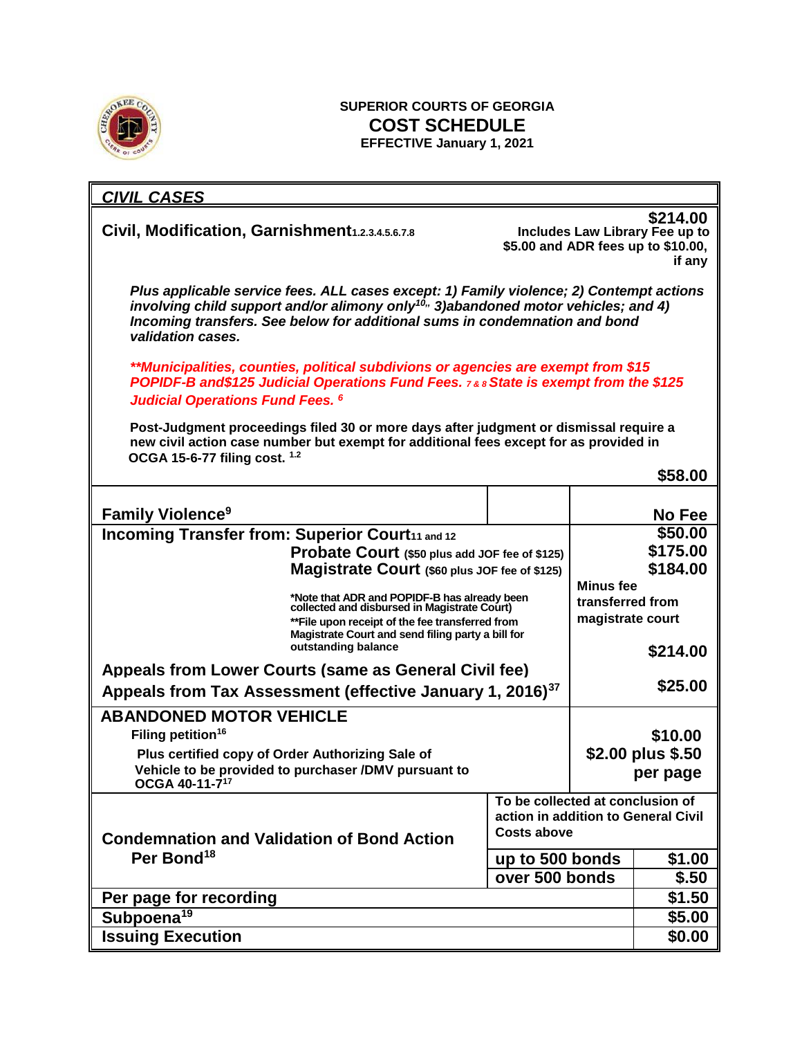**SUPERIOR COURTS OF GEORGIA**

# COST SCHEDULE

**EFFECTIVE January 1, 2021**

## *CIVIL CASES*

**Civil, Modification, Garnishment**[1.2.3.4.5.6.7.8] — **$214.00** Includes Law Library Fee up to $5.00 and ADR fees up to $10.00, if any

***Plus applicable service fees. ALL cases except: 1) Family violence; 2) Contempt actions involving child support and/or alimony only[10], 3)abandoned motor vehicles; and 4) Incoming transfers. See below for additional sums in condemnation and bond validation cases.***

***\*\*Municipalities, counties, political subdivions or agencies are exempt from $15 POPIDF-B and$125 Judicial Operations Fund Fees.** [7 & 8] **State is exempt from the $125 Judicial Operations Fund Fees.** [6]*

**Post-Judgment proceedings filed 30 or more days after judgment or dismissal require a new civil action case number but exempt for additional fees except for as provided in OCGA 15-6-77 filing cost.** [1.2] — **$58.00**

| Item | | Fee |
|---|---|---|
| **Family Violence**[9] | | **No Fee** |
| **Incoming Transfer from: Superior Court**[11 and 12] | | **$50.00** |
| **Probate Court** ($50 plus add JOF fee of $125) | | **$175.00** |
| **Magistrate Court** ($60 plus JOF fee of $125) | | **$184.00** |
| *Note that ADR and POPIDF-B has already been collected and disbursed in Magistrate Court) <br> **File upon receipt of the fee transferred from Magistrate Court and send filing party a bill for outstanding balance | | **Minus fee transferred from magistrate court** |
| **Appeals from Lower Courts (same as General Civil fee)** | | **$214.00** |
| **Appeals from Tax Assessment (effective January 1, 2016)**[37] | | **$25.00** |
| **ABANDONED MOTOR VEHICLE** <br> **Filing petition**[16] | | **$10.00** |
| **Plus certified copy of Order Authorizing Sale of Vehicle to be provided to purchaser /DMV pursuant to OCGA 40-11-7**[17] | | **$2.00 plus $.50 per page** |
| **Condemnation and Validation of Bond Action Per Bond**[18] | **To be collected at conclusion of action in addition to General Civil Costs above** | |
| | **up to 500 bonds** | **$1.00** |
| | **over 500 bonds** | **$.50** |
| **Per page for recording** | | **$1.50** |
| **Subpoena**[19] | | **$5.00** |
| **Issuing Execution** | | **$0.00** |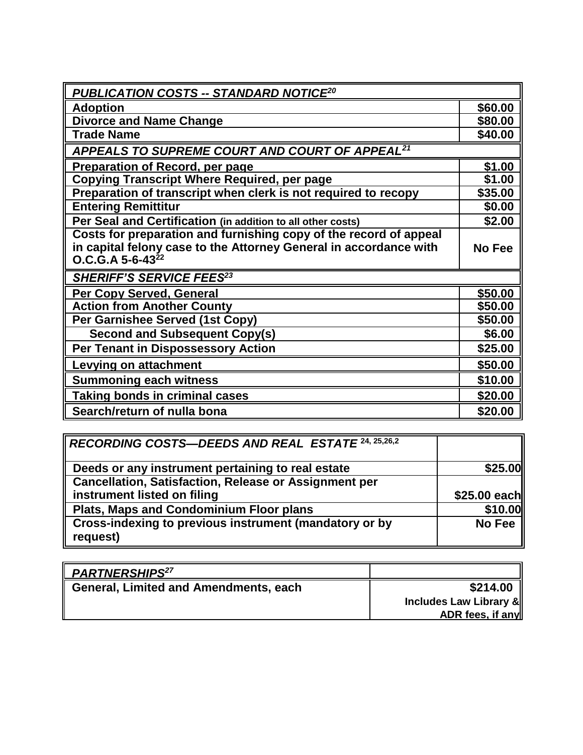| ***PUBLICATION COSTS -- STANDARD NOTICE***[20] | |
|---|---|
| **Adoption** | **$60.00** |
| **Divorce and Name Change** | **$80.00** |
| **Trade Name** | **$40.00** |
| ***APPEALS TO SUPREME COURT AND COURT OF APPEAL***[21] | |
| **Preparation of Record, per page** | **$1.00** |
| **Copying Transcript Where Required, per page** | **$1.00** |
| **Preparation of transcript when clerk is not required to recopy** | **$35.00** |
| **Entering Remittitur** | **$0.00** |
| **Per Seal and Certification (in addition to all other costs)** | **$2.00** |
| **Costs for preparation and furnishing copy of the record of appeal in capital felony case to the Attorney General in accordance with O.C.G.A 5-6-43**[22] | **No Fee** |
| ***SHERIFF'S SERVICE FEES***[23] | |
| **Per Copy Served, General** | **$50.00** |
| **Action from Another County** | **$50.00** |
| **Per Garnishee Served (1st Copy)** | **$50.00** |
| **Second and Subsequent Copy(s)** | **$6.00** |
| **Per Tenant in Dispossessory Action** | **$25.00** |
| **Levying on attachment** | **$50.00** |
| **Summoning each witness** | **$10.00** |
| **Taking bonds in criminal cases** | **$20.00** |
| **Search/return of nulla bona** | **$20.00** |

| ***RECORDING COSTS—DEEDS AND REAL ESTATE*** [24, 25,26,2] | |
|---|---|
| **Deeds or any instrument pertaining to real estate** | **$25.00** |
| **Cancellation, Satisfaction, Release or Assignment per instrument listed on filing** | **$25.00 each** |
| **Plats, Maps and Condominium Floor plans** | **$10.00** |
| **Cross-indexing to previous instrument (mandatory or by request)** | **No Fee** |

| ***PARTNERSHIPS***[27] | |
|---|---|
| **General, Limited and Amendments, each** | **$214.00 Includes Law Library & ADR fees, if any** |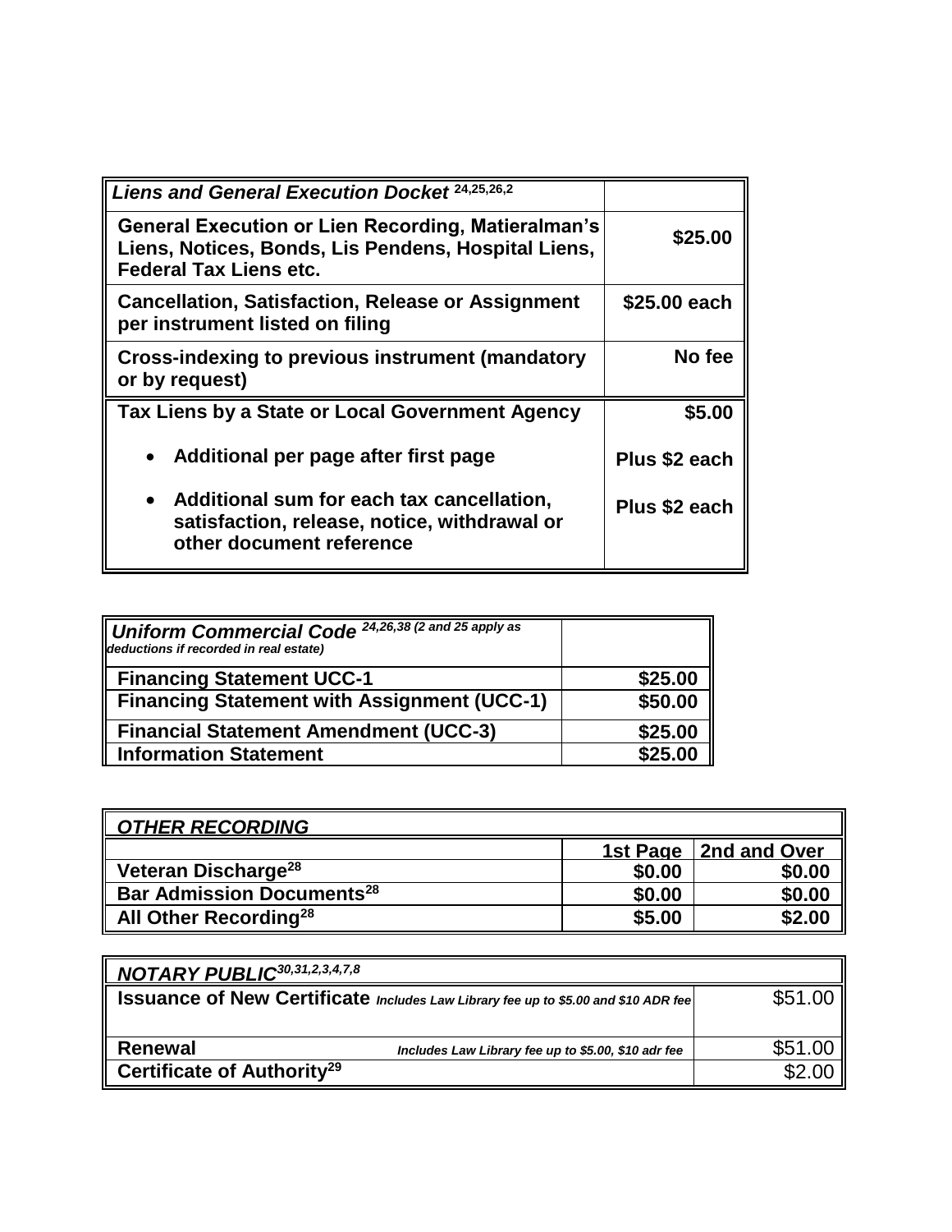| *Liens and General Execution Docket* [24,25,26,2] | |
|---|---|
| **General Execution or Lien Recording, Matieralman's Liens, Notices, Bonds, Lis Pendens, Hospital Liens, Federal Tax Liens etc.** | **$25.00** |
| **Cancellation, Satisfaction, Release or Assignment per instrument listed on filing** | **$25.00 each** |
| **Cross-indexing to previous instrument (mandatory or by request)** | **No fee** |
| **Tax Liens by a State or Local Government Agency** | **$5.00** |
| • **Additional per page after first page** | **Plus $2 each** |
| • **Additional sum for each tax cancellation, satisfaction, release, notice, withdrawal or other document reference** | **Plus $2 each** |

| ***Uniform Commercial Code*** *[24,26,38] (2 and 25 apply as deductions if recorded in real estate)* | |
|---|---|
| **Financing Statement UCC-1** | **$25.00** |
| **Financing Statement with Assignment (UCC-1)** | **$50.00** |
| **Financial Statement Amendment (UCC-3)** | **$25.00** |
| **Information Statement** | **$25.00** |

| ***OTHER RECORDING*** | | |
|---|---|---|
| | **1st Page** | **2nd and Over** |
| **Veteran Discharge** [28] | **$0.00** | **$0.00** |
| **Bar Admission Documents** [28] | **$0.00** | **$0.00** |
| **All Other Recording** [28] | **$5.00** | **$2.00** |

| ***NOTARY PUBLIC*** [30,31,2,3,4,7,8] | |
|---|---|
| **Issuance of New Certificate** *Includes Law Library fee up to $5.00 and $10 ADR fee* | $51.00 |
| **Renewal** *Includes Law Library fee up to $5.00, $10 adr fee* | $51.00 |
| **Certificate of Authority** [29] | $2.00 |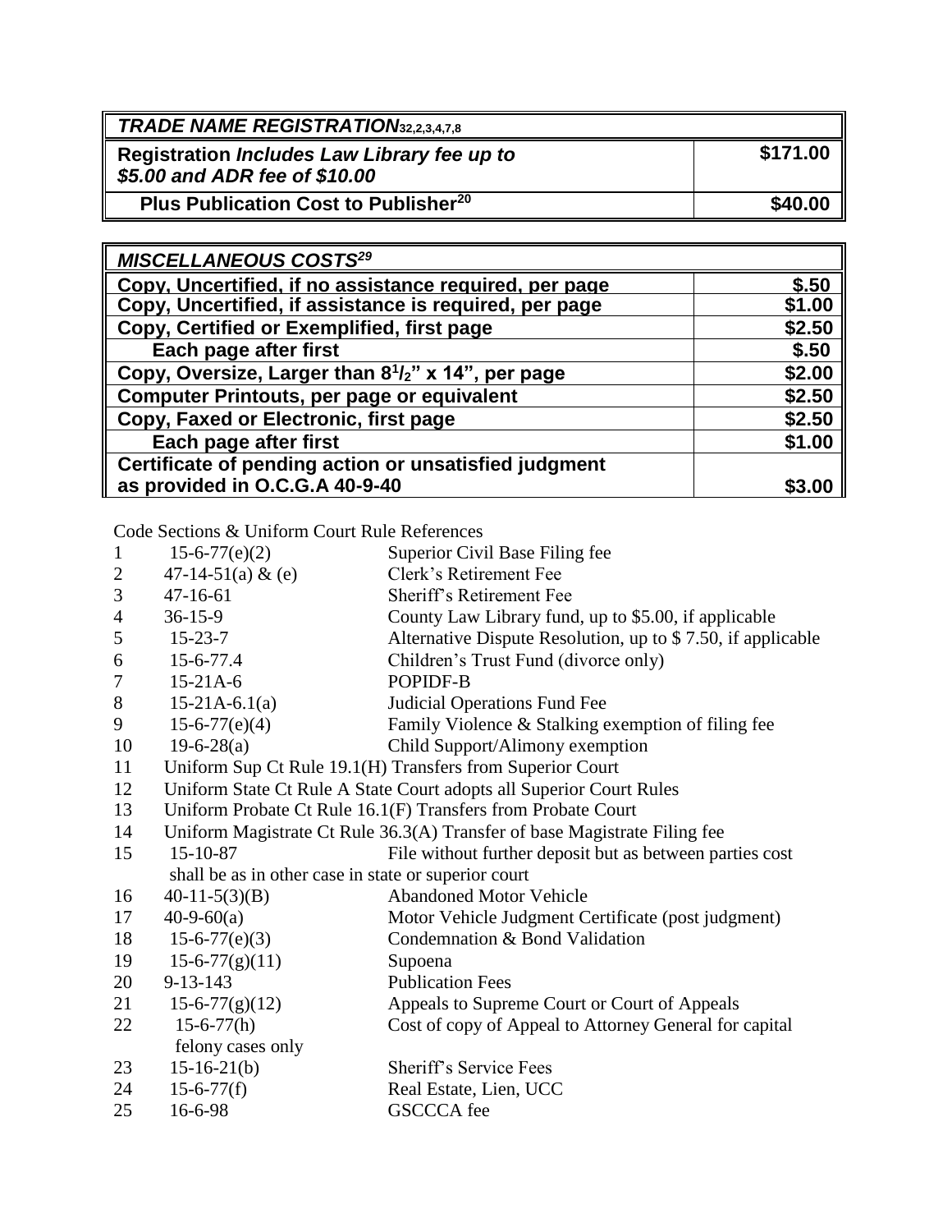| ***TRADE NAME REGISTRATION***[32,2,3,4,7,8] | |
|---|---|
| **Registration *Includes Law Library fee up to $5.00 and ADR fee of $10.00*** | **\$171.00** |
| **Plus Publication Cost to Publisher**[20] | **\$40.00** |

| ***MISCELLANEOUS COSTS***[29] | |
|---|---|
| **Copy, Uncertified, if no assistance required, per page** | **\$.50** |
| **Copy, Uncertified, if assistance is required, per page** | **\$1.00** |
| **Copy, Certified or Exemplified, first page** | **\$2.50** |
| **Each page after first** | **\$.50** |
| **Copy, Oversize, Larger than 8$^1/_2$" x 14", per page** | **\$2.00** |
| **Computer Printouts, per page or equivalent** | **\$2.50** |
| **Copy, Faxed or Electronic, first page** | **\$2.50** |
| **Each page after first** | **\$1.00** |
| **Certificate of pending action or unsatisfied judgment as provided in O.C.G.A 40-9-40** | **\$3.00** |

Code Sections & Uniform Court Rule References

| | | |
|---|---|---|
| 1 | 15-6-77(e)(2) | Superior Civil Base Filing fee |
| 2 | 47-14-51(a) & (e) | Clerk's Retirement Fee |
| 3 | 47-16-61 | Sheriff's Retirement Fee |
| 4 | 36-15-9 | County Law Library fund, up to \$5.00, if applicable |
| 5 | 15-23-7 | Alternative Dispute Resolution, up to \$ 7.50, if applicable |
| 6 | 15-6-77.4 | Children's Trust Fund (divorce only) |
| 7 | 15-21A-6 | POPIDF-B |
| 8 | 15-21A-6.1(a) | Judicial Operations Fund Fee |
| 9 | 15-6-77(e)(4) | Family Violence & Stalking exemption of filing fee |
| 10 | 19-6-28(a) | Child Support/Alimony exemption |
| 11 | Uniform Sup Ct Rule 19.1(H) Transfers from Superior Court | |
| 12 | Uniform State Ct Rule A State Court adopts all Superior Court Rules | |
| 13 | Uniform Probate Ct Rule 16.1(F) Transfers from Probate Court | |
| 14 | Uniform Magistrate Ct Rule 36.3(A) Transfer of base Magistrate Filing fee | |
| 15 | 15-10-87 | File without further deposit but as between parties cost shall be as in other case in state or superior court |
| 16 | 40-11-5(3)(B) | Abandoned Motor Vehicle |
| 17 | 40-9-60(a) | Motor Vehicle Judgment Certificate (post judgment) |
| 18 | 15-6-77(e)(3) | Condemnation & Bond Validation |
| 19 | 15-6-77(g)(11) | Supoena |
| 20 | 9-13-143 | Publication Fees |
| 21 | 15-6-77(g)(12) | Appeals to Supreme Court or Court of Appeals |
| 22 | 15-6-77(h) | Cost of copy of Appeal to Attorney General for capital felony cases only |
| 23 | 15-16-21(b) | Sheriff's Service Fees |
| 24 | 15-6-77(f) | Real Estate, Lien, UCC |
| 25 | 16-6-98 | GSCCCA fee |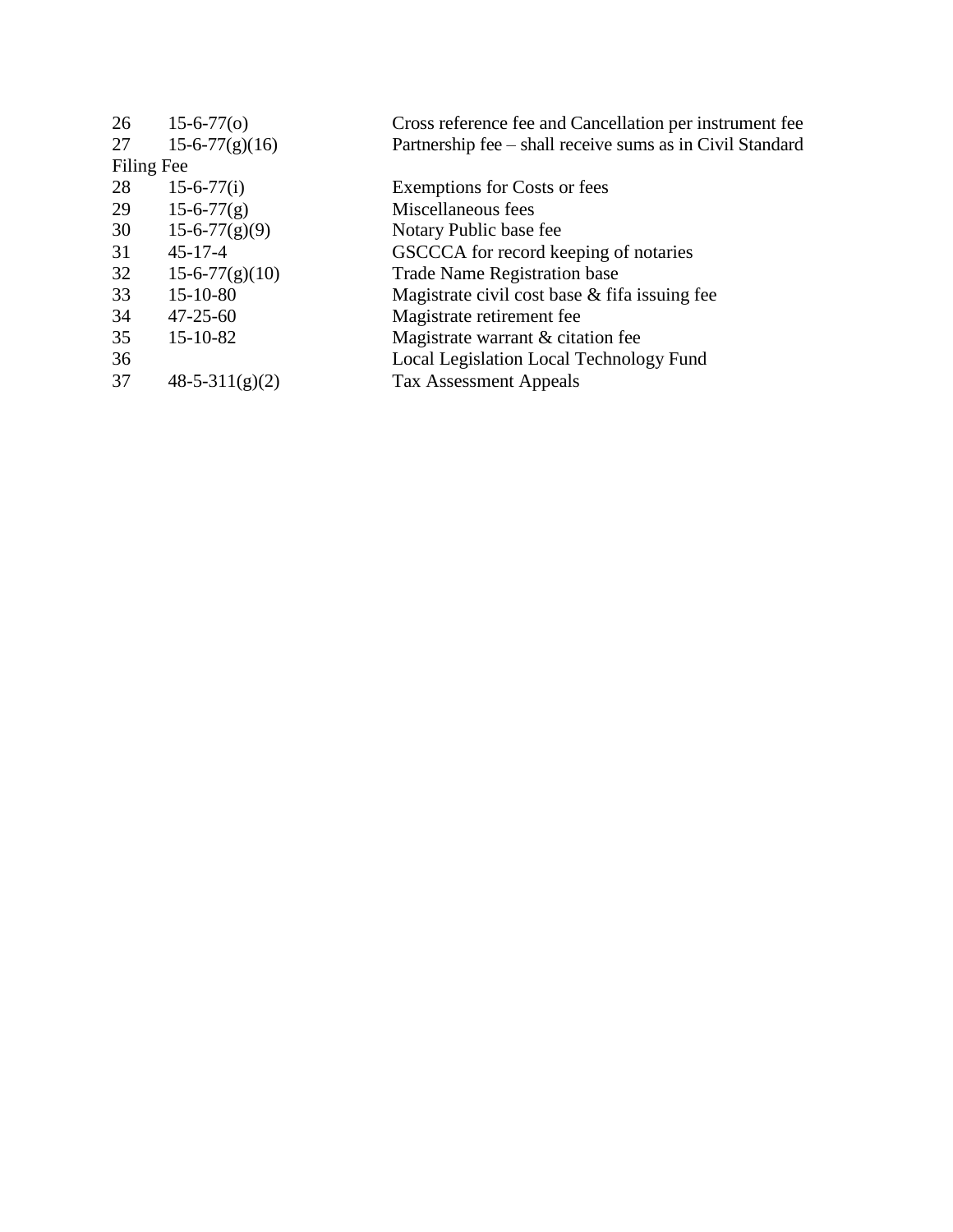| | | |
|---|---|---|
| 26 | 15-6-77(o) | Cross reference fee and Cancellation per instrument fee |
| 27 | 15-6-77(g)(16) | Partnership fee – shall receive sums as in Civil Standard Filing Fee |
| 28 | 15-6-77(i) | Exemptions for Costs or fees |
| 29 | 15-6-77(g) | Miscellaneous fees |
| 30 | 15-6-77(g)(9) | Notary Public base fee |
| 31 | 45-17-4 | GSCCCA for record keeping of notaries |
| 32 | 15-6-77(g)(10) | Trade Name Registration base |
| 33 | 15-10-80 | Magistrate civil cost base & fifa issuing fee |
| 34 | 47-25-60 | Magistrate retirement fee |
| 35 | 15-10-82 | Magistrate warrant & citation fee |
| 36 | | Local Legislation Local Technology Fund |
| 37 | 48-5-311(g)(2) | Tax Assessment Appeals |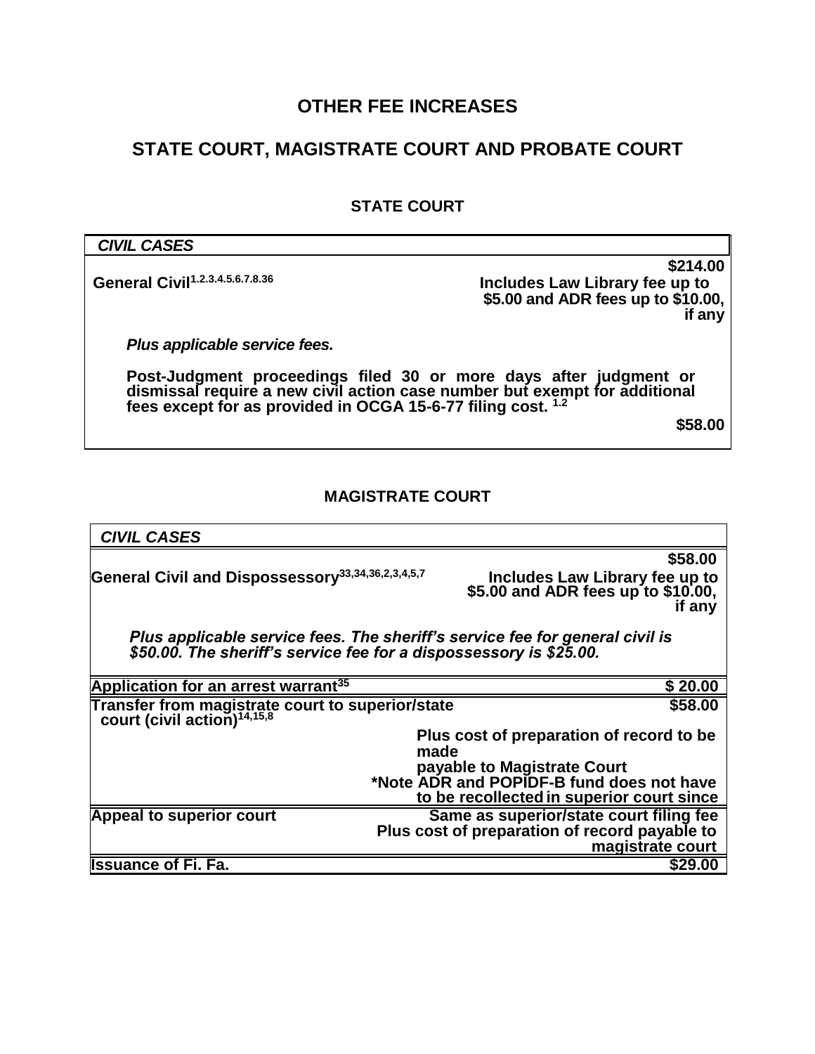## OTHER FEE INCREASES

## STATE COURT, MAGISTRATE COURT AND PROBATE COURT

### STATE COURT

| *CIVIL CASES* | |
|---|---|
| **General Civil**[1.2.3.4.5.6.7.8.36] | **$214.00** Includes Law Library fee up to $5.00 and ADR fees up to $10.00, if any |
| ***Plus applicable service fees.*** | |
| **Post-Judgment proceedings filed 30 or more days after judgment or dismissal require a new civil action case number but exempt for additional fees except for as provided in OCGA 15-6-77 filing cost.** [1.2] | **$58.00** |

### MAGISTRATE COURT

| *CIVIL CASES* | |
|---|---|
| **General Civil and Dispossessory**[33,34,36,2,3,4,5,7] | **$58.00** Includes Law Library fee up to $5.00 and ADR fees up to $10.00, if any |
| ***Plus applicable service fees. The sheriff's service fee for general civil is $50.00. The sheriff's service fee for a dispossessory is $25.00.*** | |
| **Application for an arrest warrant**[35] | **$ 20.00** |
| **Transfer from magistrate court to superior/state court (civil action)**[14,15,8] | **$58.00** Plus cost of preparation of record to be made payable to Magistrate Court *Note ADR and POPIDF-B fund does not have to be recollected in superior court since |
| **Appeal to superior court** | **Same as superior/state court filing fee Plus cost of preparation of record payable to magistrate court** |
| **Issuance of Fi. Fa.** | **$29.00** |